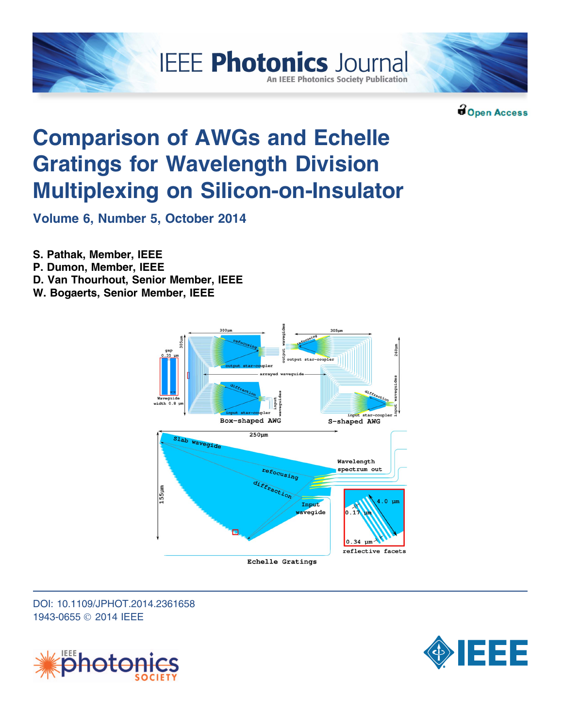# Comparison of AWGs and Echelle Gratings for Wavelength Division Multiplexing on Silicon-on-Insulator

**Volume 6, Number 5, October 2014**

**S. Pathak, Member, IEEE**
**P. Dumon, Member, IEEE**
**D. Van Thourhout, Senior Member, IEEE**
**W. Bogaerts, Senior Member, IEEE**

DOI: 10.1109/JPHOT.2014.2361658
1943-0655 © 2014 IEEE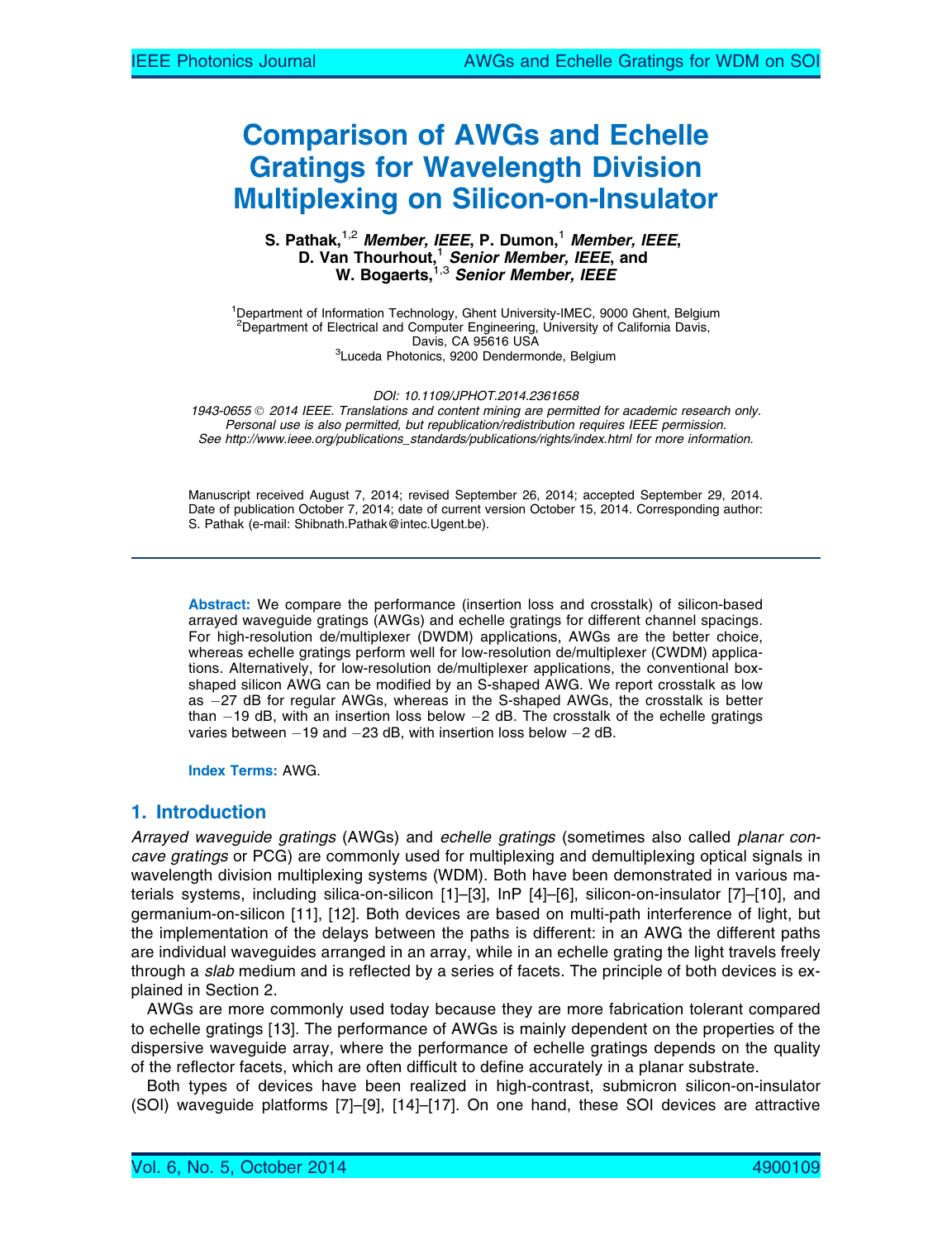# Comparison of AWGs and Echelle Gratings for Wavelength Division Multiplexing on Silicon-on-Insulator

**S. Pathak,[1,2] *Member, IEEE*, P. Dumon,[1] *Member, IEEE*, D. Van Thourhout,[1] *Senior Member, IEEE*, and W. Bogaerts,[1,3] *Senior Member, IEEE***

[1]Department of Information Technology, Ghent University-IMEC, 9000 Ghent, Belgium
[2]Department of Electrical and Computer Engineering, University of California Davis, Davis, CA 95616 USA
[3]Luceda Photonics, 9200 Dendermonde, Belgium

*DOI: 10.1109/JPHOT.2014.2361658*
*1943-0655 © 2014 IEEE. Translations and content mining are permitted for academic research only. Personal use is also permitted, but republication/redistribution requires IEEE permission. See http://www.ieee.org/publications_standards/publications/rights/index.html for more information.*

Manuscript received August 7, 2014; revised September 26, 2014; accepted September 29, 2014. Date of publication October 7, 2014; date of current version October 15, 2014. Corresponding author: S. Pathak (e-mail: Shibnath.Pathak@intec.Ugent.be).

**Abstract:** We compare the performance (insertion loss and crosstalk) of silicon-based arrayed waveguide gratings (AWGs) and echelle gratings for different channel spacings. For high-resolution de/multiplexer (DWDM) applications, AWGs are the better choice, whereas echelle gratings perform well for low-resolution de/multiplexer (CWDM) applications. Alternatively, for low-resolution de/multiplexer applications, the conventional box-shaped silicon AWG can be modified by an S-shaped AWG. We report crosstalk as low as −27 dB for regular AWGs, whereas in the S-shaped AWGs, the crosstalk is better than −19 dB, with an insertion loss below −2 dB. The crosstalk of the echelle gratings varies between −19 and −23 dB, with insertion loss below −2 dB.

**Index Terms:** AWG.

## 1. Introduction

*Arrayed waveguide gratings* (AWGs) and *echelle gratings* (sometimes also called *planar concave gratings* or PCG) are commonly used for multiplexing and demultiplexing optical signals in wavelength division multiplexing systems (WDM). Both have been demonstrated in various materials systems, including silica-on-silicon [1]–[3], InP [4]–[6], silicon-on-insulator [7]–[10], and germanium-on-silicon [11], [12]. Both devices are based on multi-path interference of light, but the implementation of the delays between the paths is different: in an AWG the different paths are individual waveguides arranged in an array, while in an echelle grating the light travels freely through a *slab* medium and is reflected by a series of facets. The principle of both devices is explained in Section 2.

AWGs are more commonly used today because they are more fabrication tolerant compared to echelle gratings [13]. The performance of AWGs is mainly dependent on the properties of the dispersive waveguide array, where the performance of echelle gratings depends on the quality of the reflector facets, which are often difficult to define accurately in a planar substrate.

Both types of devices have been realized in high-contrast, submicron silicon-on-insulator (SOI) waveguide platforms [7]–[9], [14]–[17]. On one hand, these SOI devices are attractive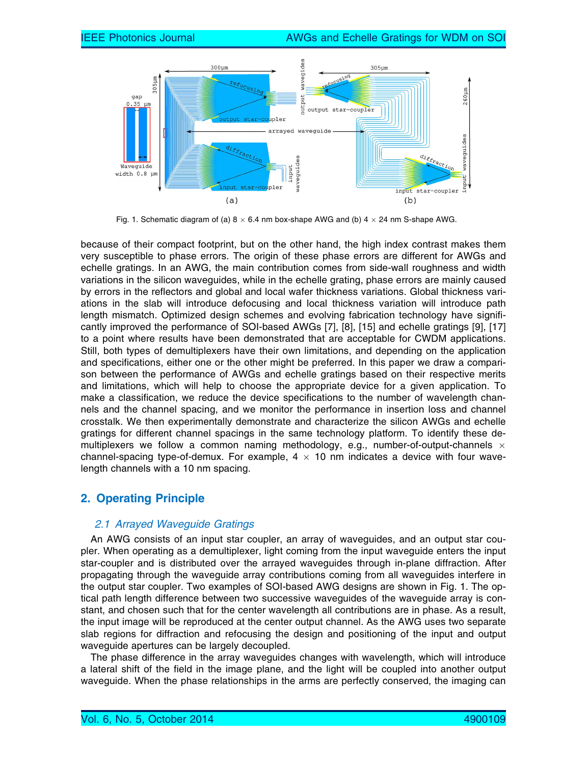Fig. 1. Schematic diagram of (a) 8 × 6.4 nm box-shape AWG and (b) 4 × 24 nm S-shape AWG.

because of their compact footprint, but on the other hand, the high index contrast makes them very susceptible to phase errors. The origin of these phase errors are different for AWGs and echelle gratings. In an AWG, the main contribution comes from side-wall roughness and width variations in the silicon waveguides, while in the echelle grating, phase errors are mainly caused by errors in the reflectors and global and local wafer thickness variations. Global thickness variations in the slab will introduce defocusing and local thickness variation will introduce path length mismatch. Optimized design schemes and evolving fabrication technology have significantly improved the performance of SOI-based AWGs [7], [8], [15] and echelle gratings [9], [17] to a point where results have been demonstrated that are acceptable for CWDM applications. Still, both types of demultiplexers have their own limitations, and depending on the application and specifications, either one or the other might be preferred. In this paper we draw a comparison between the performance of AWGs and echelle gratings based on their respective merits and limitations, which will help to choose the appropriate device for a given application. To make a classification, we reduce the device specifications to the number of wavelength channels and the channel spacing, and we monitor the performance in insertion loss and channel crosstalk. We then experimentally demonstrate and characterize the silicon AWGs and echelle gratings for different channel spacings in the same technology platform. To identify these demultiplexers we follow a common naming methodology, e.g., number-of-output-channels × channel-spacing type-of-demux. For example, 4 × 10 nm indicates a device with four wavelength channels with a 10 nm spacing.

## 2. Operating Principle

### 2.1 Arrayed Waveguide Gratings

An AWG consists of an input star coupler, an array of waveguides, and an output star coupler. When operating as a demultiplexer, light coming from the input waveguide enters the input star-coupler and is distributed over the arrayed waveguides through in-plane diffraction. After propagating through the waveguide array contributions coming from all waveguides interfere in the output star coupler. Two examples of SOI-based AWG designs are shown in Fig. 1. The optical path length difference between two successive waveguides of the waveguide array is constant, and chosen such that for the center wavelength all contributions are in phase. As a result, the input image will be reproduced at the center output channel. As the AWG uses two separate slab regions for diffraction and refocusing the design and positioning of the input and output waveguide apertures can be largely decoupled.

The phase difference in the array waveguides changes with wavelength, which will introduce a lateral shift of the field in the image plane, and the light will be coupled into another output waveguide. When the phase relationships in the arms are perfectly conserved, the imaging can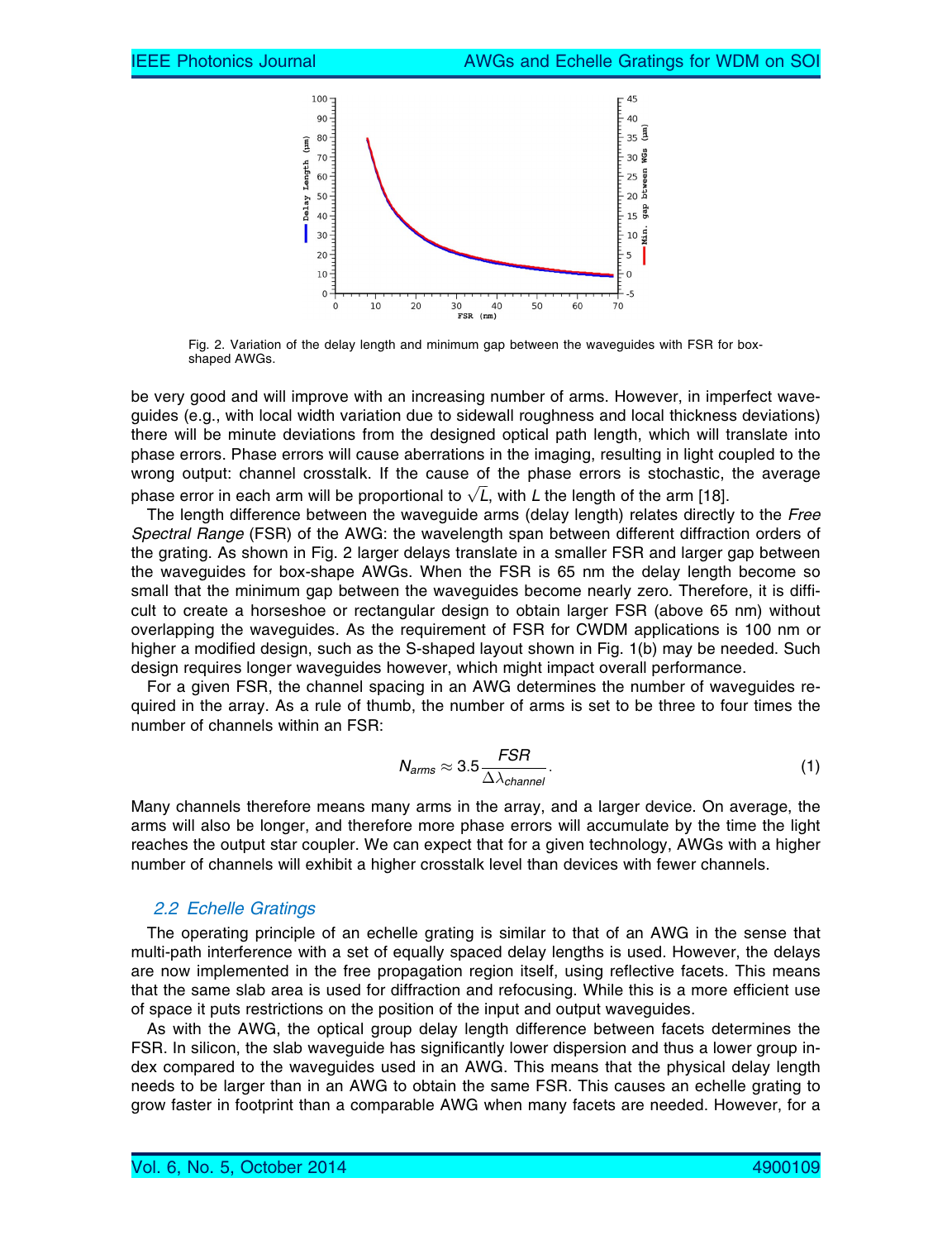Fig. 2. Variation of the delay length and minimum gap between the waveguides with FSR for box-shaped AWGs.

be very good and will improve with an increasing number of arms. However, in imperfect waveguides (e.g., with local width variation due to sidewall roughness and local thickness deviations) there will be minute deviations from the designed optical path length, which will translate into phase errors. Phase errors will cause aberrations in the imaging, resulting in light coupled to the wrong output: channel crosstalk. If the cause of the phase errors is stochastic, the average phase error in each arm will be proportional to $\sqrt{L}$, with $L$ the length of the arm [18].

The length difference between the waveguide arms (delay length) relates directly to the *Free Spectral Range* (FSR) of the AWG: the wavelength span between different diffraction orders of the grating. As shown in Fig. 2 larger delays translate in a smaller FSR and larger gap between the waveguides for box-shape AWGs. When the FSR is 65 nm the delay length become so small that the minimum gap between the waveguides become nearly zero. Therefore, it is difficult to create a horseshoe or rectangular design to obtain larger FSR (above 65 nm) without overlapping the waveguides. As the requirement of FSR for CWDM applications is 100 nm or higher a modified design, such as the S-shaped layout shown in Fig. 1(b) may be needed. Such design requires longer waveguides however, which might impact overall performance.

For a given FSR, the channel spacing in an AWG determines the number of waveguides required in the array. As a rule of thumb, the number of arms is set to be three to four times the number of channels within an FSR:

$$N_{arms} \approx 3.5 \frac{FSR}{\Delta\lambda_{channel}}. \tag{1}$$

Many channels therefore means many arms in the array, and a larger device. On average, the arms will also be longer, and therefore more phase errors will accumulate by the time the light reaches the output star coupler. We can expect that for a given technology, AWGs with a higher number of channels will exhibit a higher crosstalk level than devices with fewer channels.

### 2.2 Echelle Gratings

The operating principle of an echelle grating is similar to that of an AWG in the sense that multi-path interference with a set of equally spaced delay lengths is used. However, the delays are now implemented in the free propagation region itself, using reflective facets. This means that the same slab area is used for diffraction and refocusing. While this is a more efficient use of space it puts restrictions on the position of the input and output waveguides.

As with the AWG, the optical group delay length difference between facets determines the FSR. In silicon, the slab waveguide has significantly lower dispersion and thus a lower group index compared to the waveguides used in an AWG. This means that the physical delay length needs to be larger than in an AWG to obtain the same FSR. This causes an echelle grating to grow faster in footprint than a comparable AWG when many facets are needed. However, for a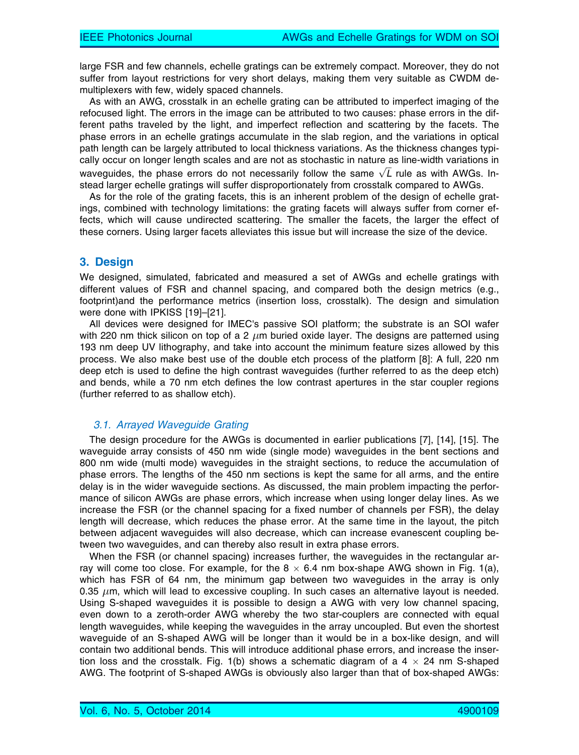large FSR and few channels, echelle gratings can be extremely compact. Moreover, they do not suffer from layout restrictions for very short delays, making them very suitable as CWDM demultiplexers with few, widely spaced channels.

As with an AWG, crosstalk in an echelle grating can be attributed to imperfect imaging of the refocused light. The errors in the image can be attributed to two causes: phase errors in the different paths traveled by the light, and imperfect reflection and scattering by the facets. The phase errors in an echelle gratings accumulate in the slab region, and the variations in optical path length can be largely attributed to local thickness variations. As the thickness changes typically occur on longer length scales and are not as stochastic in nature as line-width variations in waveguides, the phase errors do not necessarily follow the same $\sqrt{L}$ rule as with AWGs. Instead larger echelle gratings will suffer disproportionately from crosstalk compared to AWGs.

As for the role of the grating facets, this is an inherent problem of the design of echelle gratings, combined with technology limitations: the grating facets will always suffer from corner effects, which will cause undirected scattering. The smaller the facets, the larger the effect of these corners. Using larger facets alleviates this issue but will increase the size of the device.

## 3. Design

We designed, simulated, fabricated and measured a set of AWGs and echelle gratings with different values of FSR and channel spacing, and compared both the design metrics (e.g., footprint)and the performance metrics (insertion loss, crosstalk). The design and simulation were done with IPKISS [19]–[21].

All devices were designed for IMEC's passive SOI platform; the substrate is an SOI wafer with 220 nm thick silicon on top of a 2 $\mu$m buried oxide layer. The designs are patterned using 193 nm deep UV lithography, and take into account the minimum feature sizes allowed by this process. We also make best use of the double etch process of the platform [8]: A full, 220 nm deep etch is used to define the high contrast waveguides (further referred to as the deep etch) and bends, while a 70 nm etch defines the low contrast apertures in the star coupler regions (further referred to as shallow etch).

### *3.1. Arrayed Waveguide Grating*

The design procedure for the AWGs is documented in earlier publications [7], [14], [15]. The waveguide array consists of 450 nm wide (single mode) waveguides in the bent sections and 800 nm wide (multi mode) waveguides in the straight sections, to reduce the accumulation of phase errors. The lengths of the 450 nm sections is kept the same for all arms, and the entire delay is in the wider waveguide sections. As discussed, the main problem impacting the performance of silicon AWGs are phase errors, which increase when using longer delay lines. As we increase the FSR (or the channel spacing for a fixed number of channels per FSR), the delay length will decrease, which reduces the phase error. At the same time in the layout, the pitch between adjacent waveguides will also decrease, which can increase evanescent coupling between two waveguides, and can thereby also result in extra phase errors.

When the FSR (or channel spacing) increases further, the waveguides in the rectangular array will come too close. For example, for the 8 $\times$ 6.4 nm box-shape AWG shown in Fig. 1(a), which has FSR of 64 nm, the minimum gap between two waveguides in the array is only 0.35 $\mu$m, which will lead to excessive coupling. In such cases an alternative layout is needed. Using S-shaped waveguides it is possible to design a AWG with very low channel spacing, even down to a zeroth-order AWG whereby the two star-couplers are connected with equal length waveguides, while keeping the waveguides in the array uncoupled. But even the shortest waveguide of an S-shaped AWG will be longer than it would be in a box-like design, and will contain two additional bends. This will introduce additional phase errors, and increase the insertion loss and the crosstalk. Fig. 1(b) shows a schematic diagram of a 4 $\times$ 24 nm S-shaped AWG. The footprint of S-shaped AWGs is obviously also larger than that of box-shaped AWGs: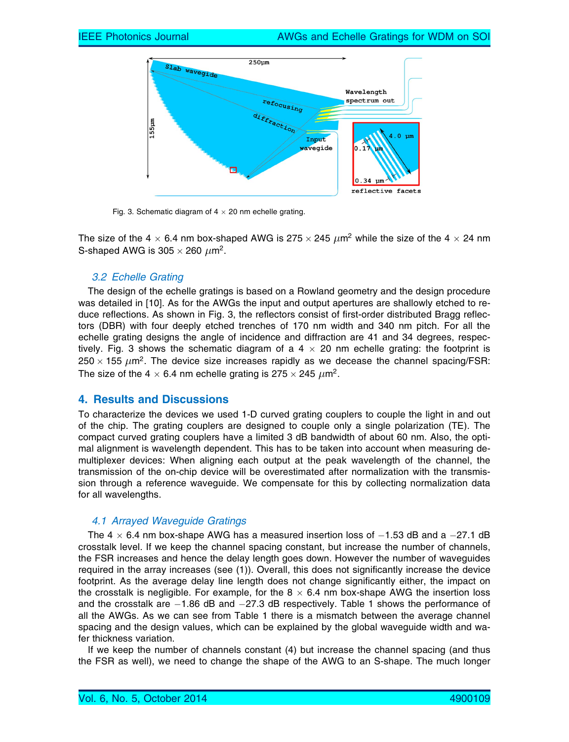Fig. 3. Schematic diagram of 4 × 20 nm echelle grating.

The size of the 4 × 6.4 nm box-shaped AWG is 275 × 245 $\mu$m$^2$ while the size of the 4 × 24 nm S-shaped AWG is 305 × 260 $\mu$m$^2$.

### 3.2 Echelle Grating

The design of the echelle gratings is based on a Rowland geometry and the design procedure was detailed in [10]. As for the AWGs the input and output apertures are shallowly etched to reduce reflections. As shown in Fig. 3, the reflectors consist of first-order distributed Bragg reflectors (DBR) with four deeply etched trenches of 170 nm width and 340 nm pitch. For all the echelle grating designs the angle of incidence and diffraction are 41 and 34 degrees, respectively. Fig. 3 shows the schematic diagram of a 4 × 20 nm echelle grating: the footprint is 250 × 155 $\mu$m$^2$. The device size increases rapidly as we decease the channel spacing/FSR: The size of the 4 × 6.4 nm echelle grating is 275 × 245 $\mu$m$^2$.

## 4. Results and Discussions

To characterize the devices we used 1-D curved grating couplers to couple the light in and out of the chip. The grating couplers are designed to couple only a single polarization (TE). The compact curved grating couplers have a limited 3 dB bandwidth of about 60 nm. Also, the optimal alignment is wavelength dependent. This has to be taken into account when measuring demultiplexer devices: When aligning each output at the peak wavelength of the channel, the transmission of the on-chip device will be overestimated after normalization with the transmission through a reference waveguide. We compensate for this by collecting normalization data for all wavelengths.

### 4.1 Arrayed Waveguide Gratings

The 4 × 6.4 nm box-shape AWG has a measured insertion loss of −1.53 dB and a −27.1 dB crosstalk level. If we keep the channel spacing constant, but increase the number of channels, the FSR increases and hence the delay length goes down. However the number of waveguides required in the array increases (see (1)). Overall, this does not significantly increase the device footprint. As the average delay line length does not change significantly either, the impact on the crosstalk is negligible. For example, for the 8 × 6.4 nm box-shape AWG the insertion loss and the crosstalk are −1.86 dB and −27.3 dB respectively. Table 1 shows the performance of all the AWGs. As we can see from Table 1 there is a mismatch between the average channel spacing and the design values, which can be explained by the global waveguide width and wafer thickness variation.

If we keep the number of channels constant (4) but increase the channel spacing (and thus the FSR as well), we need to change the shape of the AWG to an S-shape. The much longer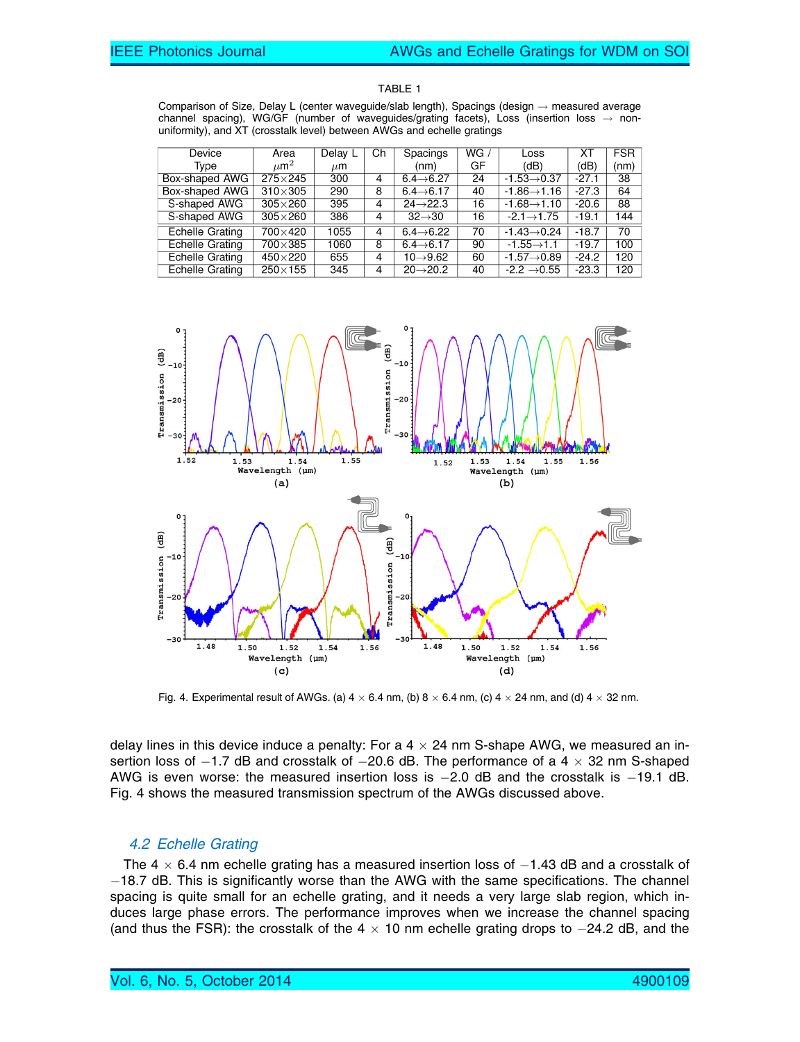TABLE 1

Comparison of Size, Delay L (center waveguide/slab length), Spacings (design → measured average channel spacing), WG/GF (number of waveguides/grating facets), Loss (insertion loss → non-uniformity), and XT (crosstalk level) between AWGs and echelle gratings

| Device Type | Area $\mu m^2$ | Delay L $\mu m$ | Ch | Spacings (nm) | WG / GF | Loss (dB) | XT (dB) | FSR (nm) |
|---|---|---|---|---|---|---|---|---|
| Box-shaped AWG | 275×245 | 300 | 4 | 6.4→6.27 | 24 | -1.53→0.37 | -27.1 | 38 |
| Box-shaped AWG | 310×305 | 290 | 8 | 6.4→6.17 | 40 | -1.86→1.16 | -27.3 | 64 |
| S-shaped AWG | 305×260 | 395 | 4 | 24→22.3 | 16 | -1.68→1.10 | -20.6 | 88 |
| S-shaped AWG | 305×260 | 386 | 4 | 32→30 | 16 | -2.1→1.75 | -19.1 | 144 |
| Echelle Grating | 700×420 | 1055 | 4 | 6.4→6.22 | 70 | -1.43→0.24 | -18.7 | 70 |
| Echelle Grating | 700×385 | 1060 | 8 | 6.4→6.17 | 90 | -1.55→1.1 | -19.7 | 100 |
| Echelle Grating | 450×220 | 655 | 4 | 10→9.62 | 60 | -1.57→0.89 | -24.2 | 120 |
| Echelle Grating | 250×155 | 345 | 4 | 20→20.2 | 40 | -2.2 →0.55 | -23.3 | 120 |

Fig. 4. Experimental result of AWGs. (a) 4 × 6.4 nm, (b) 8 × 6.4 nm, (c) 4 × 24 nm, and (d) 4 × 32 nm.

delay lines in this device induce a penalty: For a 4 × 24 nm S-shape AWG, we measured an insertion loss of −1.7 dB and crosstalk of −20.6 dB. The performance of a 4 × 32 nm S-shaped AWG is even worse: the measured insertion loss is −2.0 dB and the crosstalk is −19.1 dB. Fig. 4 shows the measured transmission spectrum of the AWGs discussed above.

### 4.2 Echelle Grating

The 4 × 6.4 nm echelle grating has a measured insertion loss of −1.43 dB and a crosstalk of −18.7 dB. This is significantly worse than the AWG with the same specifications. The channel spacing is quite small for an echelle grating, and it needs a very large slab region, which induces large phase errors. The performance improves when we increase the channel spacing (and thus the FSR): the crosstalk of the 4 × 10 nm echelle grating drops to −24.2 dB, and the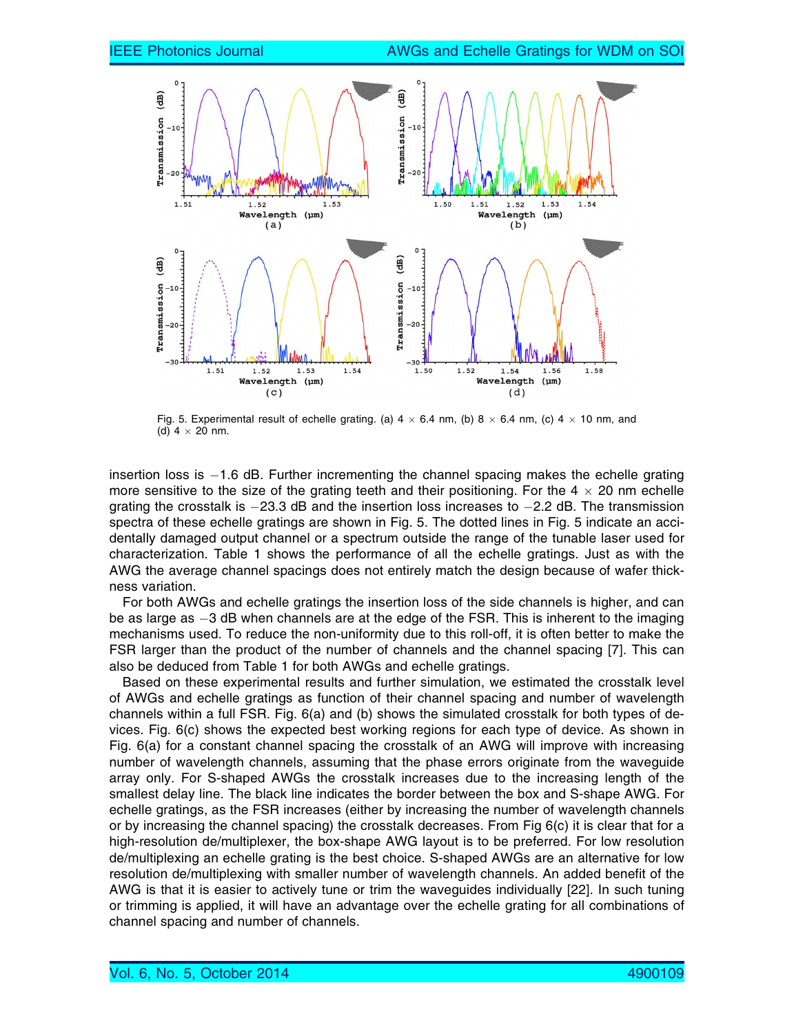Fig. 5. Experimental result of echelle grating. (a) 4 × 6.4 nm, (b) 8 × 6.4 nm, (c) 4 × 10 nm, and (d) 4 × 20 nm.

insertion loss is −1.6 dB. Further incrementing the channel spacing makes the echelle grating more sensitive to the size of the grating teeth and their positioning. For the 4 × 20 nm echelle grating the crosstalk is −23.3 dB and the insertion loss increases to −2.2 dB. The transmission spectra of these echelle gratings are shown in Fig. 5. The dotted lines in Fig. 5 indicate an accidentally damaged output channel or a spectrum outside the range of the tunable laser used for characterization. Table 1 shows the performance of all the echelle gratings. Just as with the AWG the average channel spacings does not entirely match the design because of wafer thickness variation.

For both AWGs and echelle gratings the insertion loss of the side channels is higher, and can be as large as −3 dB when channels are at the edge of the FSR. This is inherent to the imaging mechanisms used. To reduce the non-uniformity due to this roll-off, it is often better to make the FSR larger than the product of the number of channels and the channel spacing [7]. This can also be deduced from Table 1 for both AWGs and echelle gratings.

Based on these experimental results and further simulation, we estimated the crosstalk level of AWGs and echelle gratings as function of their channel spacing and number of wavelength channels within a full FSR. Fig. 6(a) and (b) shows the simulated crosstalk for both types of devices. Fig. 6(c) shows the expected best working regions for each type of device. As shown in Fig. 6(a) for a constant channel spacing the crosstalk of an AWG will improve with increasing number of wavelength channels, assuming that the phase errors originate from the waveguide array only. For S-shaped AWGs the crosstalk increases due to the increasing length of the smallest delay line. The black line indicates the border between the box and S-shape AWG. For echelle gratings, as the FSR increases (either by increasing the number of wavelength channels or by increasing the channel spacing) the crosstalk decreases. From Fig 6(c) it is clear that for a high-resolution de/multiplexer, the box-shape AWG layout is to be preferred. For low resolution de/multiplexing an echelle grating is the best choice. S-shaped AWGs are an alternative for low resolution de/multiplexing with smaller number of wavelength channels. An added benefit of the AWG is that it is easier to actively tune or trim the waveguides individually [22]. In such tuning or trimming is applied, it will have an advantage over the echelle grating for all combinations of channel spacing and number of channels.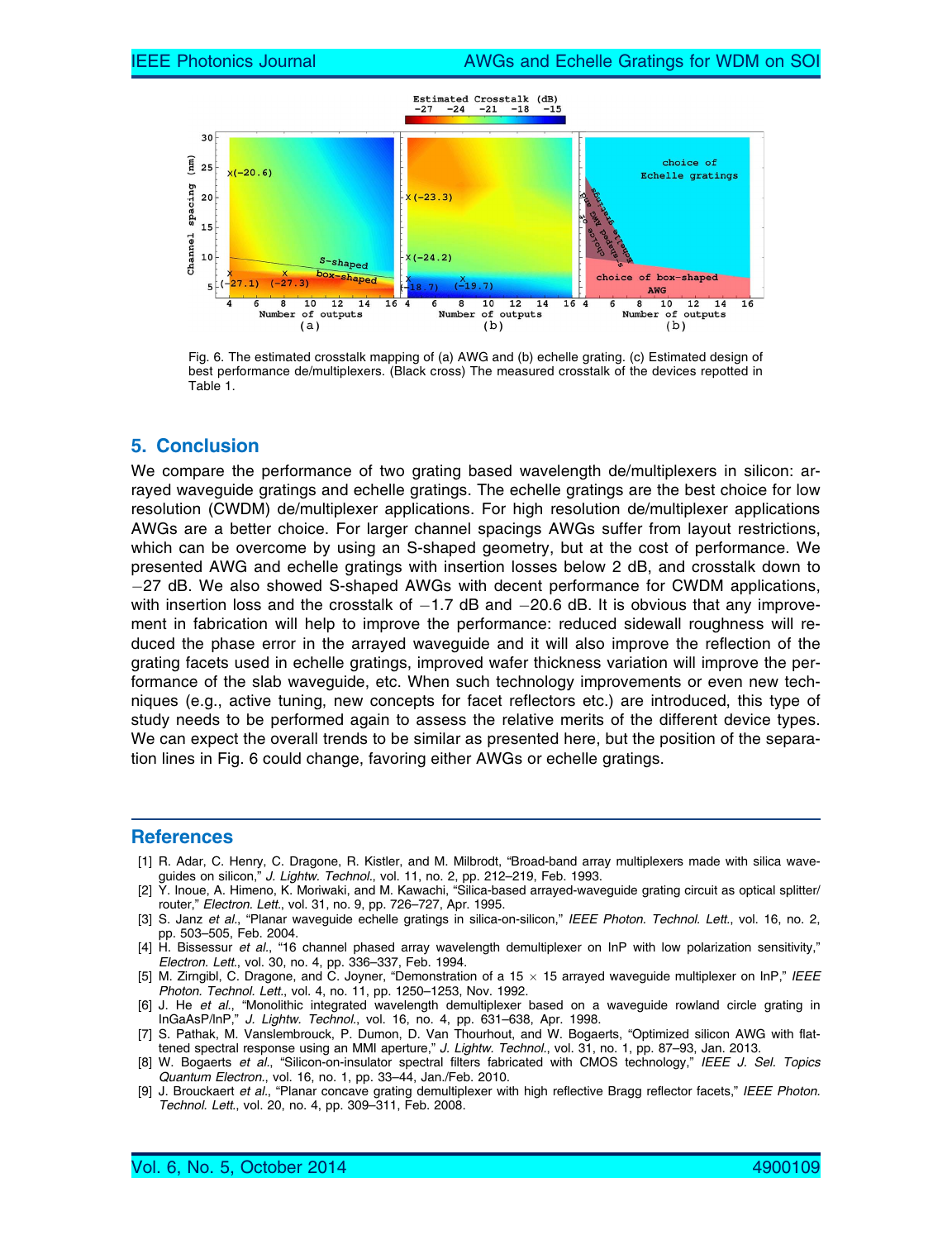Fig. 6. The estimated crosstalk mapping of (a) AWG and (b) echelle grating. (c) Estimated design of best performance de/multiplexers. (Black cross) The measured crosstalk of the devices repotted in Table 1.

## 5. Conclusion

We compare the performance of two grating based wavelength de/multiplexers in silicon: arrayed waveguide gratings and echelle gratings. The echelle gratings are the best choice for low resolution (CWDM) de/multiplexer applications. For high resolution de/multiplexer applications AWGs are a better choice. For larger channel spacings AWGs suffer from layout restrictions, which can be overcome by using an S-shaped geometry, but at the cost of performance. We presented AWG and echelle gratings with insertion losses below 2 dB, and crosstalk down to −27 dB. We also showed S-shaped AWGs with decent performance for CWDM applications, with insertion loss and the crosstalk of −1.7 dB and −20.6 dB. It is obvious that any improvement in fabrication will help to improve the performance: reduced sidewall roughness will reduced the phase error in the arrayed waveguide and it will also improve the reflection of the grating facets used in echelle gratings, improved wafer thickness variation will improve the performance of the slab waveguide, etc. When such technology improvements or even new techniques (e.g., active tuning, new concepts for facet reflectors etc.) are introduced, this type of study needs to be performed again to assess the relative merits of the different device types. We can expect the overall trends to be similar as presented here, but the position of the separation lines in Fig. 6 could change, favoring either AWGs or echelle gratings.

## References

[1] R. Adar, C. Henry, C. Dragone, R. Kistler, and M. Milbrodt, "Broad-band array multiplexers made with silica waveguides on silicon," *J. Lightw. Technol.*, vol. 11, no. 2, pp. 212–219, Feb. 1993.

[2] Y. Inoue, A. Himeno, K. Moriwaki, and M. Kawachi, "Silica-based arrayed-waveguide grating circuit as optical splitter/router," *Electron. Lett.*, vol. 31, no. 9, pp. 726–727, Apr. 1995.

[3] S. Janz *et al.*, "Planar waveguide echelle gratings in silica-on-silicon," *IEEE Photon. Technol. Lett.*, vol. 16, no. 2, pp. 503–505, Feb. 2004.

[4] H. Bissessur *et al.*, "16 channel phased array wavelength demultiplexer on InP with low polarization sensitivity," *Electron. Lett.*, vol. 30, no. 4, pp. 336–337, Feb. 1994.

[5] M. Zirngibl, C. Dragone, and C. Joyner, "Demonstration of a 15 × 15 arrayed waveguide multiplexer on InP," *IEEE Photon. Technol. Lett.*, vol. 4, no. 11, pp. 1250–1253, Nov. 1992.

[6] J. He *et al.*, "Monolithic integrated wavelength demultiplexer based on a waveguide rowland circle grating in InGaAsP/InP," *J. Lightw. Technol.*, vol. 16, no. 4, pp. 631–638, Apr. 1998.

[7] S. Pathak, M. Vanslembrouck, P. Dumon, D. Van Thourhout, and W. Bogaerts, "Optimized silicon AWG with flattened spectral response using an MMI aperture," *J. Lightw. Technol.*, vol. 31, no. 1, pp. 87–93, Jan. 2013.

[8] W. Bogaerts *et al.*, "Silicon-on-insulator spectral filters fabricated with CMOS technology," *IEEE J. Sel. Topics Quantum Electron.*, vol. 16, no. 1, pp. 33–44, Jan./Feb. 2010.

[9] J. Brouckaert *et al.*, "Planar concave grating demultiplexer with high reflective Bragg reflector facets," *IEEE Photon. Technol. Lett.*, vol. 20, no. 4, pp. 309–311, Feb. 2008.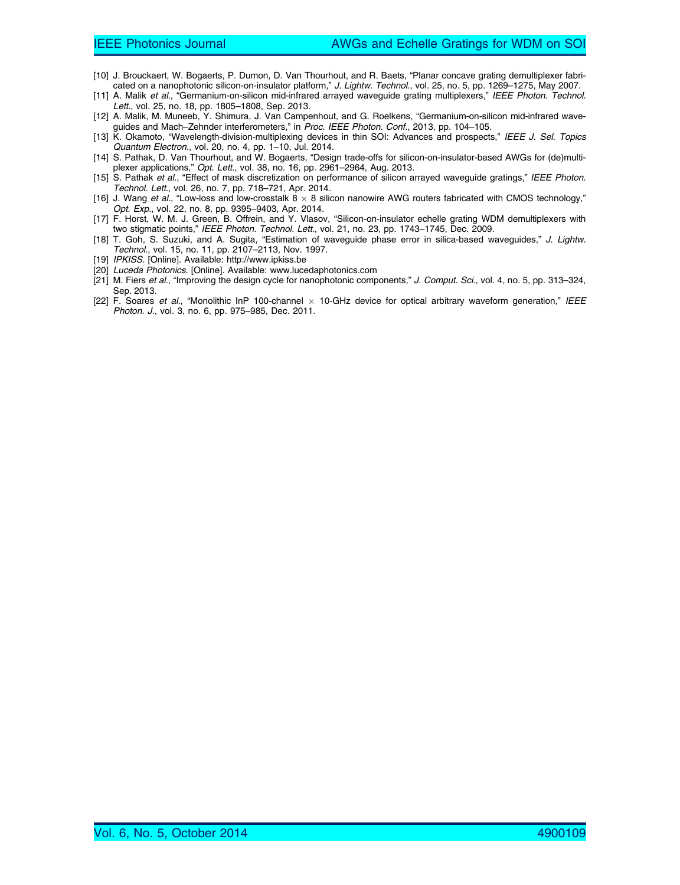[10] J. Brouckaert, W. Bogaerts, P. Dumon, D. Van Thourhout, and R. Baets, "Planar concave grating demultiplexer fabricated on a nanophotonic silicon-on-insulator platform," *J. Lightw. Technol.*, vol. 25, no. 5, pp. 1269–1275, May 2007.

[11] A. Malik *et al.*, "Germanium-on-silicon mid-infrared arrayed waveguide grating multiplexers," *IEEE Photon. Technol. Lett.*, vol. 25, no. 18, pp. 1805–1808, Sep. 2013.

[12] A. Malik, M. Muneeb, Y. Shimura, J. Van Campenhout, and G. Roelkens, "Germanium-on-silicon mid-infrared waveguides and Mach–Zehnder interferometers," in *Proc. IEEE Photon. Conf.*, 2013, pp. 104–105.

[13] K. Okamoto, "Wavelength-division-multiplexing devices in thin SOI: Advances and prospects," *IEEE J. Sel. Topics Quantum Electron.*, vol. 20, no. 4, pp. 1–10, Jul. 2014.

[14] S. Pathak, D. Van Thourhout, and W. Bogaerts, "Design trade-offs for silicon-on-insulator-based AWGs for (de)multiplexer applications," *Opt. Lett.*, vol. 38, no. 16, pp. 2961–2964, Aug. 2013.

[15] S. Pathak *et al.*, "Effect of mask discretization on performance of silicon arrayed waveguide gratings," *IEEE Photon. Technol. Lett.*, vol. 26, no. 7, pp. 718–721, Apr. 2014.

[16] J. Wang *et al.*, "Low-loss and low-crosstalk 8 × 8 silicon nanowire AWG routers fabricated with CMOS technology," *Opt. Exp.*, vol. 22, no. 8, pp. 9395–9403, Apr. 2014.

[17] F. Horst, W. M. J. Green, B. Offrein, and Y. Vlasov, "Silicon-on-insulator echelle grating WDM demultiplexers with two stigmatic points," *IEEE Photon. Technol. Lett.*, vol. 21, no. 23, pp. 1743–1745, Dec. 2009.

[18] T. Goh, S. Suzuki, and A. Sugita, "Estimation of waveguide phase error in silica-based waveguides," *J. Lightw. Technol.*, vol. 15, no. 11, pp. 2107–2113, Nov. 1997.

[19] *IPKISS*. [Online]. Available: http://www.ipkiss.be

[20] *Luceda Photonics*. [Online]. Available: www.lucedaphotonics.com

[21] M. Fiers *et al.*, "Improving the design cycle for nanophotonic components," *J. Comput. Sci.*, vol. 4, no. 5, pp. 313–324, Sep. 2013.

[22] F. Soares *et al.*, "Monolithic InP 100-channel × 10-GHz device for optical arbitrary waveform generation," *IEEE Photon. J.*, vol. 3, no. 6, pp. 975–985, Dec. 2011.